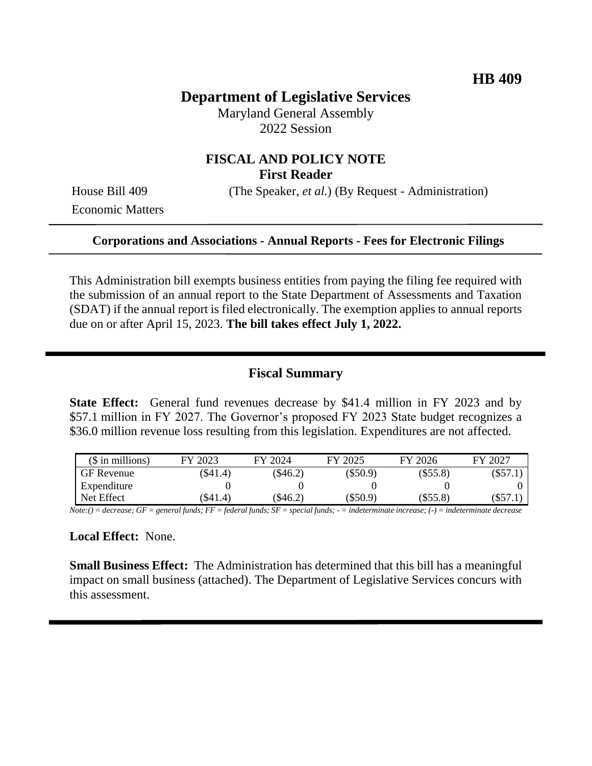HB 409

# Department of Legislative Services

Maryland General Assembly
2022 Session

## FISCAL AND POLICY NOTE
**First Reader**

House Bill 409 (The Speaker, *et al.*) (By Request - Administration)
Economic Matters

---

**Corporations and Associations - Annual Reports - Fees for Electronic Filings**

---

This Administration bill exempts business entities from paying the filing fee required with the submission of an annual report to the State Department of Assessments and Taxation (SDAT) if the annual report is filed electronically. The exemption applies to annual reports due on or after April 15, 2023. **The bill takes effect July 1, 2022.**

---

## Fiscal Summary

**State Effect:** General fund revenues decrease by $41.4 million in FY 2023 and by $57.1 million in FY 2027. The Governor's proposed FY 2023 State budget recognizes a $36.0 million revenue loss resulting from this legislation. Expenditures are not affected.

| ($ in millions) | FY 2023 | FY 2024 | FY 2025 | FY 2026 | FY 2027 |
|---|---|---|---|---|---|
| GF Revenue | ($41.4) | ($46.2) | ($50.9) | ($55.8) | ($57.1) |
| Expenditure | 0 | 0 | 0 | 0 | 0 |
| Net Effect | ($41.4) | ($46.2) | ($50.9) | ($55.8) | ($57.1) |

*Note:() = decrease; GF = general funds; FF = federal funds; SF = special funds; - = indeterminate increase; (-) = indeterminate decrease*

**Local Effect:** None.

**Small Business Effect:** The Administration has determined that this bill has a meaningful impact on small business (attached). The Department of Legislative Services concurs with this assessment.

---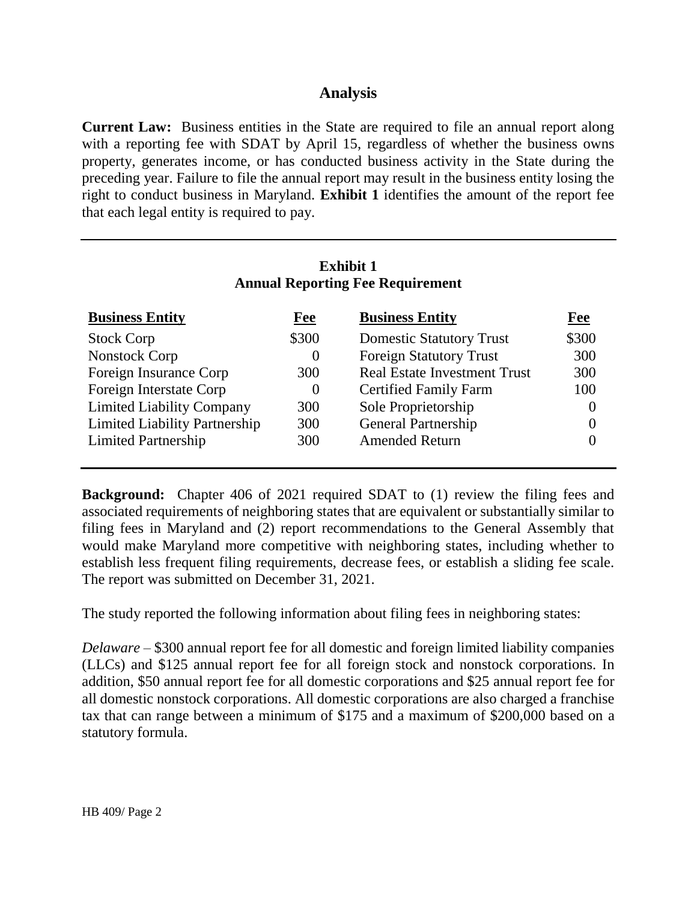## Analysis

**Current Law:** Business entities in the State are required to file an annual report along with a reporting fee with SDAT by April 15, regardless of whether the business owns property, generates income, or has conducted business activity in the State during the preceding year. Failure to file the annual report may result in the business entity losing the right to conduct business in Maryland. **Exhibit 1** identifies the amount of the report fee that each legal entity is required to pay.

**Exhibit 1**
**Annual Reporting Fee Requirement**

| Business Entity | Fee | Business Entity | Fee |
|---|---|---|---|
| Stock Corp | \$300 | Domestic Statutory Trust | \$300 |
| Nonstock Corp | 0 | Foreign Statutory Trust | 300 |
| Foreign Insurance Corp | 300 | Real Estate Investment Trust | 300 |
| Foreign Interstate Corp | 0 | Certified Family Farm | 100 |
| Limited Liability Company | 300 | Sole Proprietorship | 0 |
| Limited Liability Partnership | 300 | General Partnership | 0 |
| Limited Partnership | 300 | Amended Return | 0 |

**Background:** Chapter 406 of 2021 required SDAT to (1) review the filing fees and associated requirements of neighboring states that are equivalent or substantially similar to filing fees in Maryland and (2) report recommendations to the General Assembly that would make Maryland more competitive with neighboring states, including whether to establish less frequent filing requirements, decrease fees, or establish a sliding fee scale. The report was submitted on December 31, 2021.

The study reported the following information about filing fees in neighboring states:

*Delaware* – \$300 annual report fee for all domestic and foreign limited liability companies (LLCs) and \$125 annual report fee for all foreign stock and nonstock corporations. In addition, \$50 annual report fee for all domestic corporations and \$25 annual report fee for all domestic nonstock corporations. All domestic corporations are also charged a franchise tax that can range between a minimum of \$175 and a maximum of \$200,000 based on a statutory formula.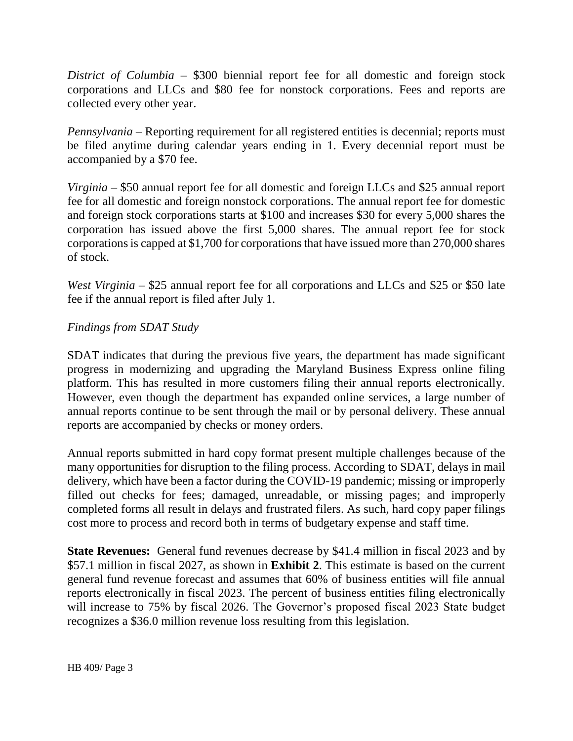*District of Columbia* – $300 biennial report fee for all domestic and foreign stock corporations and LLCs and $80 fee for nonstock corporations. Fees and reports are collected every other year.

*Pennsylvania* – Reporting requirement for all registered entities is decennial; reports must be filed anytime during calendar years ending in 1. Every decennial report must be accompanied by a $70 fee.

*Virginia* – $50 annual report fee for all domestic and foreign LLCs and $25 annual report fee for all domestic and foreign nonstock corporations. The annual report fee for domestic and foreign stock corporations starts at $100 and increases $30 for every 5,000 shares the corporation has issued above the first 5,000 shares. The annual report fee for stock corporations is capped at $1,700 for corporations that have issued more than 270,000 shares of stock.

*West Virginia* – $25 annual report fee for all corporations and LLCs and $25 or $50 late fee if the annual report is filed after July 1.

*Findings from SDAT Study*

SDAT indicates that during the previous five years, the department has made significant progress in modernizing and upgrading the Maryland Business Express online filing platform. This has resulted in more customers filing their annual reports electronically. However, even though the department has expanded online services, a large number of annual reports continue to be sent through the mail or by personal delivery. These annual reports are accompanied by checks or money orders.

Annual reports submitted in hard copy format present multiple challenges because of the many opportunities for disruption to the filing process. According to SDAT, delays in mail delivery, which have been a factor during the COVID-19 pandemic; missing or improperly filled out checks for fees; damaged, unreadable, or missing pages; and improperly completed forms all result in delays and frustrated filers. As such, hard copy paper filings cost more to process and record both in terms of budgetary expense and staff time.

**State Revenues:** General fund revenues decrease by $41.4 million in fiscal 2023 and by $57.1 million in fiscal 2027, as shown in **Exhibit 2**. This estimate is based on the current general fund revenue forecast and assumes that 60% of business entities will file annual reports electronically in fiscal 2023. The percent of business entities filing electronically will increase to 75% by fiscal 2026. The Governor's proposed fiscal 2023 State budget recognizes a $36.0 million revenue loss resulting from this legislation.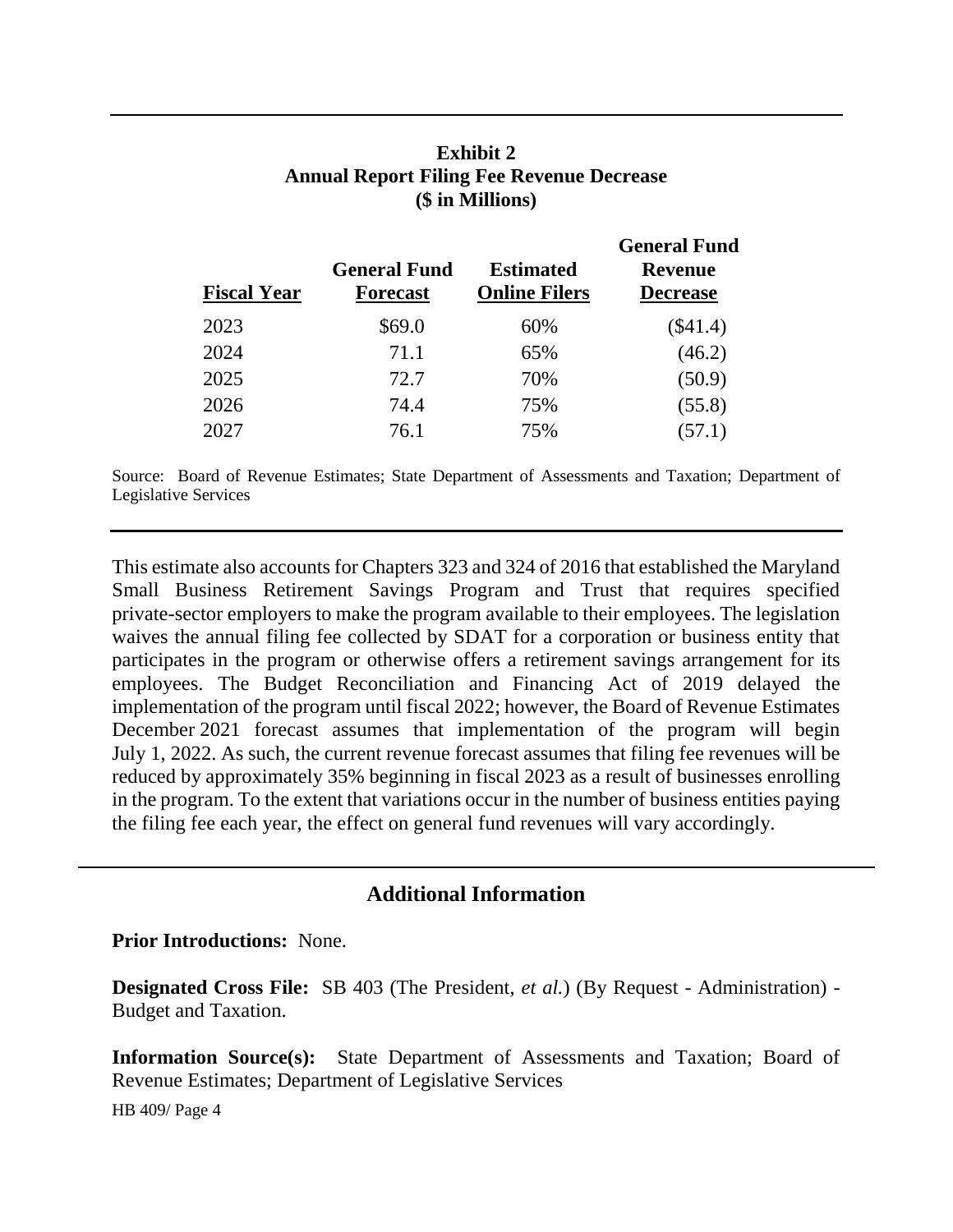**Exhibit 2**
**Annual Report Filing Fee Revenue Decrease**
**($ in Millions)**

| Fiscal Year | General Fund Forecast | Estimated Online Filers | General Fund Revenue Decrease |
|---|---|---|---|
| 2023 | $69.0 | 60% | ($41.4) |
| 2024 | 71.1 | 65% | (46.2) |
| 2025 | 72.7 | 70% | (50.9) |
| 2026 | 74.4 | 75% | (55.8) |
| 2027 | 76.1 | 75% | (57.1) |

Source: Board of Revenue Estimates; State Department of Assessments and Taxation; Department of Legislative Services

This estimate also accounts for Chapters 323 and 324 of 2016 that established the Maryland Small Business Retirement Savings Program and Trust that requires specified private-sector employers to make the program available to their employees. The legislation waives the annual filing fee collected by SDAT for a corporation or business entity that participates in the program or otherwise offers a retirement savings arrangement for its employees. The Budget Reconciliation and Financing Act of 2019 delayed the implementation of the program until fiscal 2022; however, the Board of Revenue Estimates December 2021 forecast assumes that implementation of the program will begin July 1, 2022. As such, the current revenue forecast assumes that filing fee revenues will be reduced by approximately 35% beginning in fiscal 2023 as a result of businesses enrolling in the program. To the extent that variations occur in the number of business entities paying the filing fee each year, the effect on general fund revenues will vary accordingly.

## Additional Information

**Prior Introductions:** None.

**Designated Cross File:** SB 403 (The President, *et al.*) (By Request - Administration) - Budget and Taxation.

**Information Source(s):** State Department of Assessments and Taxation; Board of Revenue Estimates; Department of Legislative Services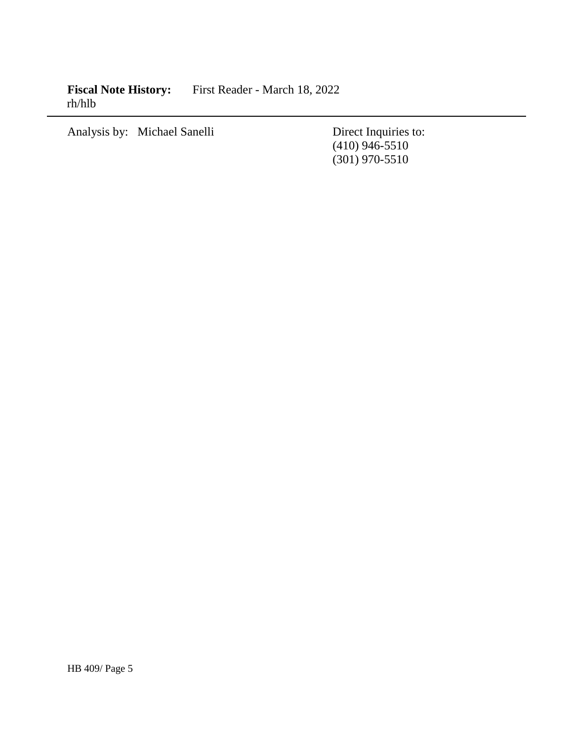**Fiscal Note History:** First Reader - March 18, 2022
rh/hlb

---

Analysis by: Michael Sanelli

Direct Inquiries to:
(410) 946-5510
(301) 970-5510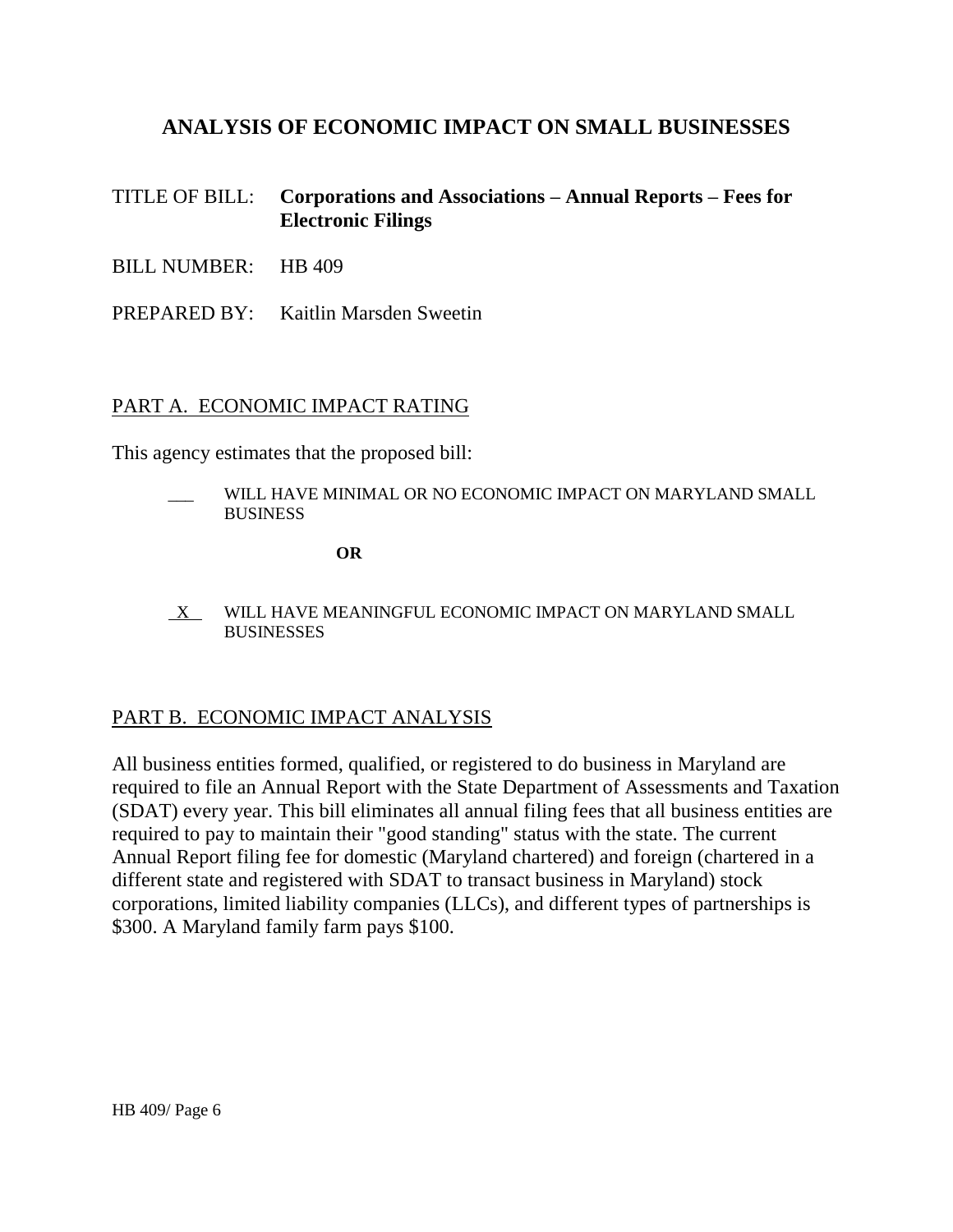# ANALYSIS OF ECONOMIC IMPACT ON SMALL BUSINESSES

TITLE OF BILL: **Corporations and Associations – Annual Reports – Fees for Electronic Filings**

BILL NUMBER: HB 409

PREPARED BY: Kaitlin Marsden Sweetin

## PART A. ECONOMIC IMPACT RATING

This agency estimates that the proposed bill:

___ WILL HAVE MINIMAL OR NO ECONOMIC IMPACT ON MARYLAND SMALL BUSINESS

**OR**

X WILL HAVE MEANINGFUL ECONOMIC IMPACT ON MARYLAND SMALL BUSINESSES

## PART B. ECONOMIC IMPACT ANALYSIS

All business entities formed, qualified, or registered to do business in Maryland are required to file an Annual Report with the State Department of Assessments and Taxation (SDAT) every year. This bill eliminates all annual filing fees that all business entities are required to pay to maintain their "good standing" status with the state. The current Annual Report filing fee for domestic (Maryland chartered) and foreign (chartered in a different state and registered with SDAT to transact business in Maryland) stock corporations, limited liability companies (LLCs), and different types of partnerships is $300. A Maryland family farm pays $100.